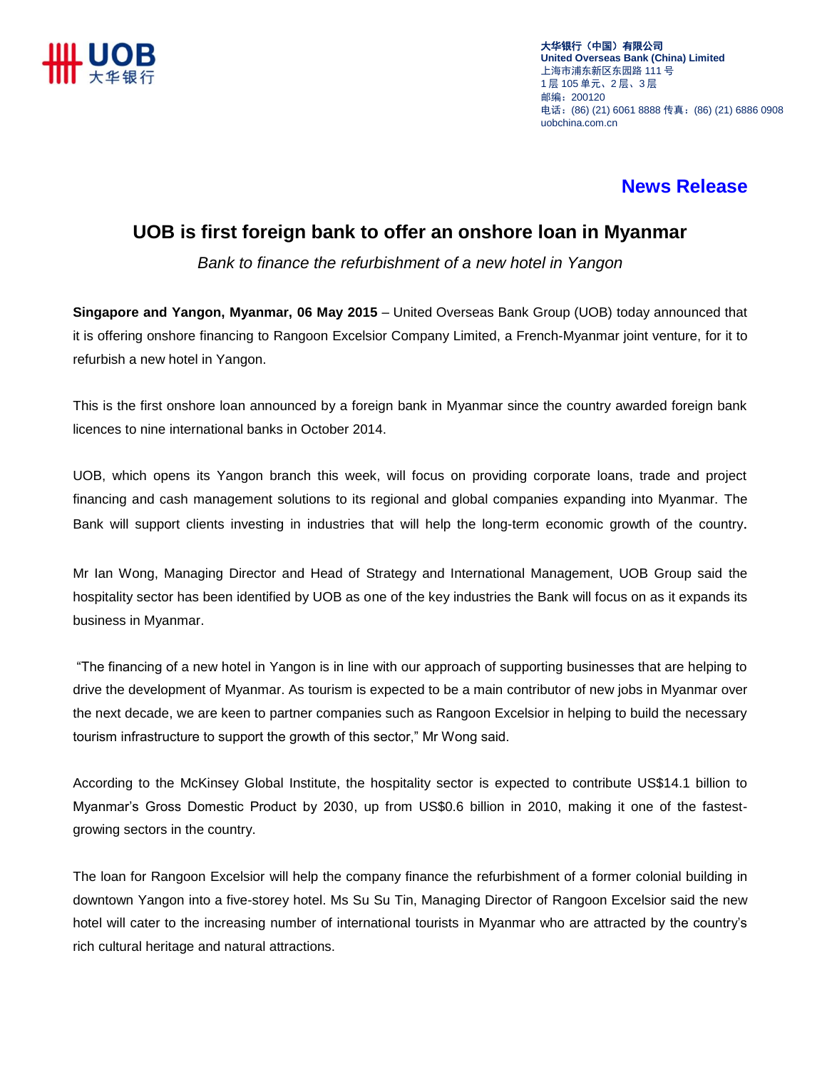**大华银行（中国）有限公司**
**United Overseas Bank (China) Limited**
上海市浦东新区东园路 111 号
1 层 105 单元、2 层、3 层
邮编：200120
电话：(86) (21) 6061 8888 传真：(86) (21) 6886 0908
uobchina.com.cn

## News Release

# UOB is first foreign bank to offer an onshore loan in Myanmar

*Bank to finance the refurbishment of a new hotel in Yangon*

**Singapore and Yangon, Myanmar, 06 May 2015** – United Overseas Bank Group (UOB) today announced that it is offering onshore financing to Rangoon Excelsior Company Limited, a French-Myanmar joint venture, for it to refurbish a new hotel in Yangon.

This is the first onshore loan announced by a foreign bank in Myanmar since the country awarded foreign bank licences to nine international banks in October 2014.

UOB, which opens its Yangon branch this week, will focus on providing corporate loans, trade and project financing and cash management solutions to its regional and global companies expanding into Myanmar. The Bank will support clients investing in industries that will help the long-term economic growth of the country.

Mr Ian Wong, Managing Director and Head of Strategy and International Management, UOB Group said the hospitality sector has been identified by UOB as one of the key industries the Bank will focus on as it expands its business in Myanmar.

"The financing of a new hotel in Yangon is in line with our approach of supporting businesses that are helping to drive the development of Myanmar. As tourism is expected to be a main contributor of new jobs in Myanmar over the next decade, we are keen to partner companies such as Rangoon Excelsior in helping to build the necessary tourism infrastructure to support the growth of this sector," Mr Wong said.

According to the McKinsey Global Institute, the hospitality sector is expected to contribute US$14.1 billion to Myanmar's Gross Domestic Product by 2030, up from US$0.6 billion in 2010, making it one of the fastest-growing sectors in the country.

The loan for Rangoon Excelsior will help the company finance the refurbishment of a former colonial building in downtown Yangon into a five-storey hotel. Ms Su Su Tin, Managing Director of Rangoon Excelsior said the new hotel will cater to the increasing number of international tourists in Myanmar who are attracted by the country's rich cultural heritage and natural attractions.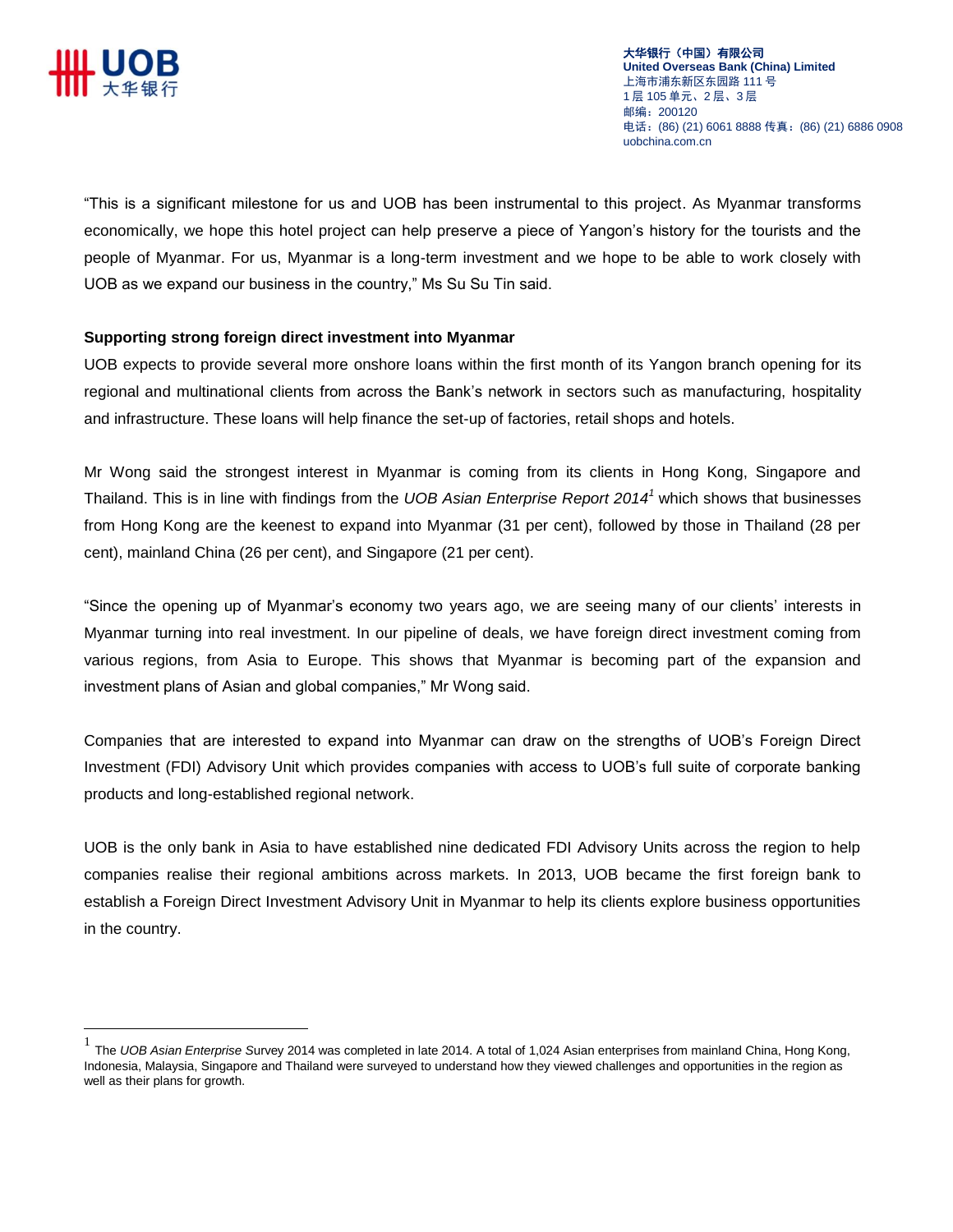"This is a significant milestone for us and UOB has been instrumental to this project. As Myanmar transforms economically, we hope this hotel project can help preserve a piece of Yangon's history for the tourists and the people of Myanmar. For us, Myanmar is a long-term investment and we hope to be able to work closely with UOB as we expand our business in the country," Ms Su Su Tin said.

**Supporting strong foreign direct investment into Myanmar**

UOB expects to provide several more onshore loans within the first month of its Yangon branch opening for its regional and multinational clients from across the Bank's network in sectors such as manufacturing, hospitality and infrastructure. These loans will help finance the set-up of factories, retail shops and hotels.

Mr Wong said the strongest interest in Myanmar is coming from its clients in Hong Kong, Singapore and Thailand. This is in line with findings from the *UOB Asian Enterprise Report 2014*[1] which shows that businesses from Hong Kong are the keenest to expand into Myanmar (31 per cent), followed by those in Thailand (28 per cent), mainland China (26 per cent), and Singapore (21 per cent).

"Since the opening up of Myanmar's economy two years ago, we are seeing many of our clients' interests in Myanmar turning into real investment. In our pipeline of deals, we have foreign direct investment coming from various regions, from Asia to Europe. This shows that Myanmar is becoming part of the expansion and investment plans of Asian and global companies," Mr Wong said.

Companies that are interested to expand into Myanmar can draw on the strengths of UOB's Foreign Direct Investment (FDI) Advisory Unit which provides companies with access to UOB's full suite of corporate banking products and long-established regional network.

UOB is the only bank in Asia to have established nine dedicated FDI Advisory Units across the region to help companies realise their regional ambitions across markets. In 2013, UOB became the first foreign bank to establish a Foreign Direct Investment Advisory Unit in Myanmar to help its clients explore business opportunities in the country.

---

[1] The *UOB Asian Enterprise* Survey 2014 was completed in late 2014. A total of 1,024 Asian enterprises from mainland China, Hong Kong, Indonesia, Malaysia, Singapore and Thailand were surveyed to understand how they viewed challenges and opportunities in the region as well as their plans for growth.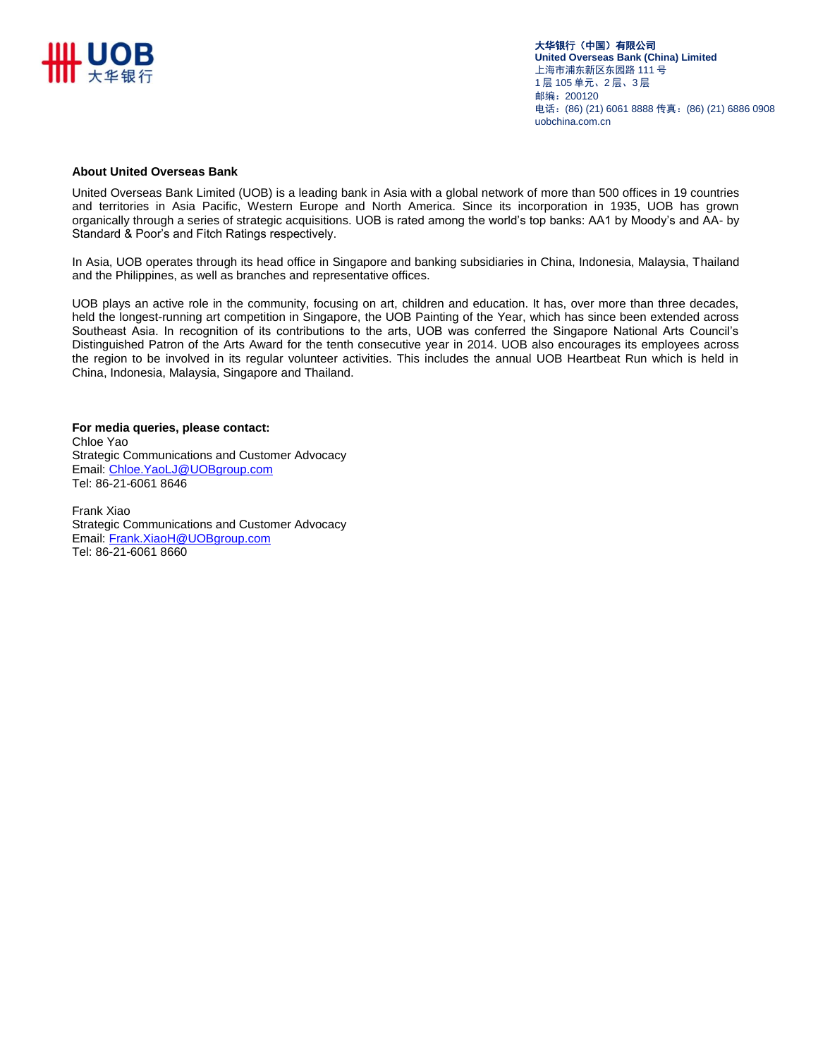**About United Overseas Bank**

United Overseas Bank Limited (UOB) is a leading bank in Asia with a global network of more than 500 offices in 19 countries and territories in Asia Pacific, Western Europe and North America. Since its incorporation in 1935, UOB has grown organically through a series of strategic acquisitions. UOB is rated among the world's top banks: AA1 by Moody's and AA- by Standard & Poor's and Fitch Ratings respectively.

In Asia, UOB operates through its head office in Singapore and banking subsidiaries in China, Indonesia, Malaysia, Thailand and the Philippines, as well as branches and representative offices.

UOB plays an active role in the community, focusing on art, children and education. It has, over more than three decades, held the longest-running art competition in Singapore, the UOB Painting of the Year, which has since been extended across Southeast Asia. In recognition of its contributions to the arts, UOB was conferred the Singapore National Arts Council's Distinguished Patron of the Arts Award for the tenth consecutive year in 2014. UOB also encourages its employees across the region to be involved in its regular volunteer activities. This includes the annual UOB Heartbeat Run which is held in China, Indonesia, Malaysia, Singapore and Thailand.

**For media queries, please contact:**
Chloe Yao
Strategic Communications and Customer Advocacy
Email: Chloe.YaoLJ@UOBgroup.com
Tel: 86-21-6061 8646

Frank Xiao
Strategic Communications and Customer Advocacy
Email: Frank.XiaoH@UOBgroup.com
Tel: 86-21-6061 8660